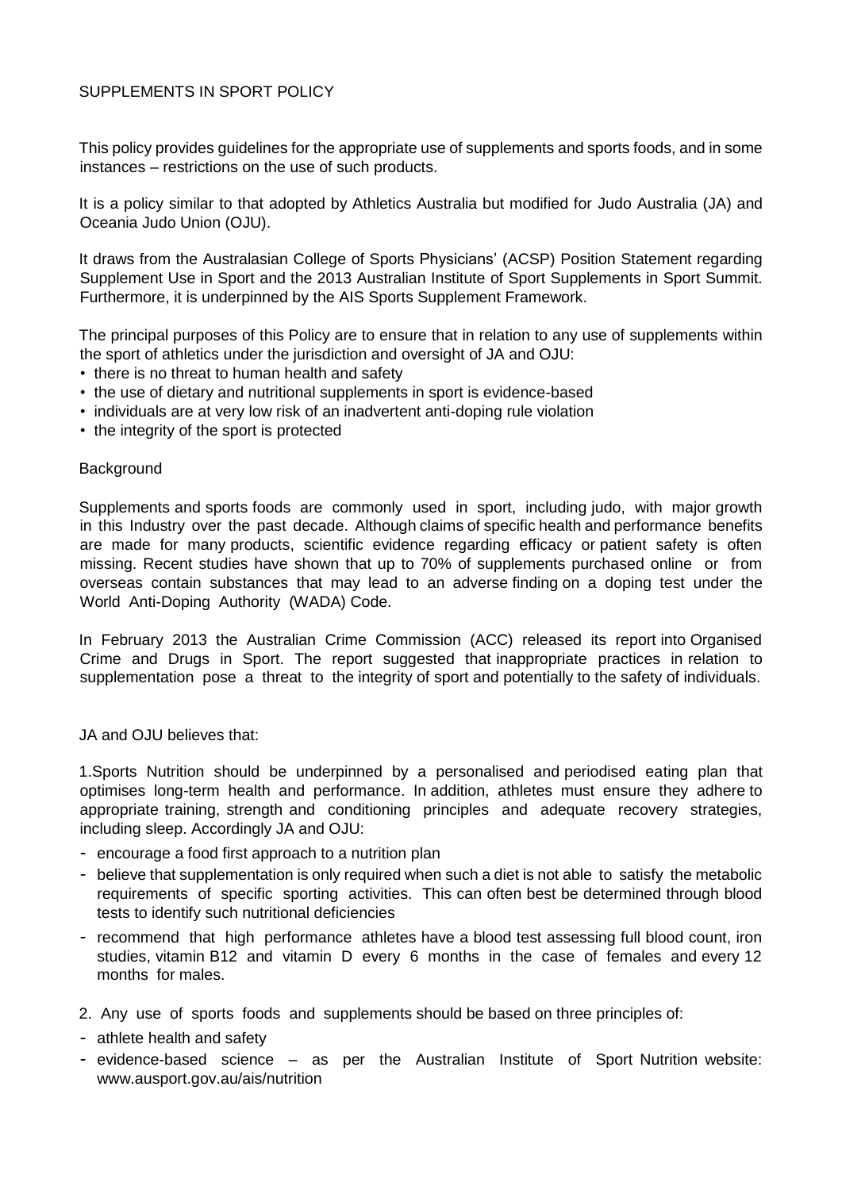# SUPPLEMENTS IN SPORT POLICY

This policy provides guidelines for the appropriate use of supplements and sports foods, and in some instances – restrictions on the use of such products.

It is a policy similar to that adopted by Athletics Australia but modified for Judo Australia (JA) and Oceania Judo Union (OJU).

It draws from the Australasian College of Sports Physicians' (ACSP) Position Statement regarding Supplement Use in Sport and the 2013 Australian Institute of Sport Supplements in Sport Summit. Furthermore, it is underpinned by the AIS Sports Supplement Framework.

The principal purposes of this Policy are to ensure that in relation to any use of supplements within the sport of athletics under the jurisdiction and oversight of JA and OJU:

- there is no threat to human health and safety
- the use of dietary and nutritional supplements in sport is evidence-based
- individuals are at very low risk of an inadvertent anti-doping rule violation
- the integrity of the sport is protected

## Background

Supplements and sports foods are commonly used in sport, including judo, with major growth in this Industry over the past decade. Although claims of specific health and performance benefits are made for many products, scientific evidence regarding efficacy or patient safety is often missing. Recent studies have shown that up to 70% of supplements purchased online or from overseas contain substances that may lead to an adverse finding on a doping test under the World Anti-Doping Authority (WADA) Code.

In February 2013 the Australian Crime Commission (ACC) released its report into Organised Crime and Drugs in Sport. The report suggested that inappropriate practices in relation to supplementation pose a threat to the integrity of sport and potentially to the safety of individuals.

JA and OJU believes that:

1. Sports Nutrition should be underpinned by a personalised and periodised eating plan that optimises long-term health and performance. In addition, athletes must ensure they adhere to appropriate training, strength and conditioning principles and adequate recovery strategies, including sleep. Accordingly JA and OJU:
   - encourage a food first approach to a nutrition plan
   - believe that supplementation is only required when such a diet is not able to satisfy the metabolic requirements of specific sporting activities. This can often best be determined through blood tests to identify such nutritional deficiencies
   - recommend that high performance athletes have a blood test assessing full blood count, iron studies, vitamin B12 and vitamin D every 6 months in the case of females and every 12 months for males.

2. Any use of sports foods and supplements should be based on three principles of:
   - athlete health and safety
   - evidence-based science – as per the Australian Institute of Sport Nutrition website: www.ausport.gov.au/ais/nutrition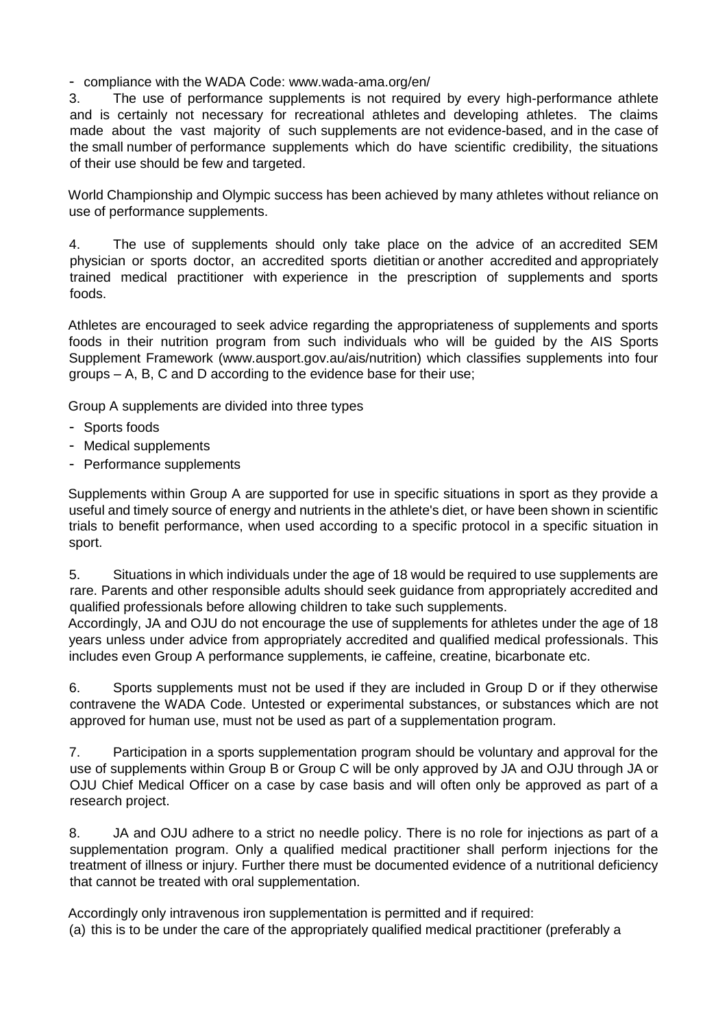- compliance with the WADA Code: www.wada-ama.org/en/

3. The use of performance supplements is not required by every high-performance athlete and is certainly not necessary for recreational athletes and developing athletes. The claims made about the vast majority of such supplements are not evidence-based, and in the case of the small number of performance supplements which do have scientific credibility, the situations of their use should be few and targeted.

World Championship and Olympic success has been achieved by many athletes without reliance on use of performance supplements.

4. The use of supplements should only take place on the advice of an accredited SEM physician or sports doctor, an accredited sports dietitian or another accredited and appropriately trained medical practitioner with experience in the prescription of supplements and sports foods.

Athletes are encouraged to seek advice regarding the appropriateness of supplements and sports foods in their nutrition program from such individuals who will be guided by the AIS Sports Supplement Framework (www.ausport.gov.au/ais/nutrition) which classifies supplements into four groups – A, B, C and D according to the evidence base for their use;

Group A supplements are divided into three types

- Sports foods
- Medical supplements
- Performance supplements

Supplements within Group A are supported for use in specific situations in sport as they provide a useful and timely source of energy and nutrients in the athlete's diet, or have been shown in scientific trials to benefit performance, when used according to a specific protocol in a specific situation in sport.

5. Situations in which individuals under the age of 18 would be required to use supplements are rare. Parents and other responsible adults should seek guidance from appropriately accredited and qualified professionals before allowing children to take such supplements.

Accordingly, JA and OJU do not encourage the use of supplements for athletes under the age of 18 years unless under advice from appropriately accredited and qualified medical professionals. This includes even Group A performance supplements, ie caffeine, creatine, bicarbonate etc.

6. Sports supplements must not be used if they are included in Group D or if they otherwise contravene the WADA Code. Untested or experimental substances, or substances which are not approved for human use, must not be used as part of a supplementation program.

7. Participation in a sports supplementation program should be voluntary and approval for the use of supplements within Group B or Group C will be only approved by JA and OJU through JA or OJU Chief Medical Officer on a case by case basis and will often only be approved as part of a research project.

8. JA and OJU adhere to a strict no needle policy. There is no role for injections as part of a supplementation program. Only a qualified medical practitioner shall perform injections for the treatment of illness or injury. Further there must be documented evidence of a nutritional deficiency that cannot be treated with oral supplementation.

Accordingly only intravenous iron supplementation is permitted and if required:

(a) this is to be under the care of the appropriately qualified medical practitioner (preferably a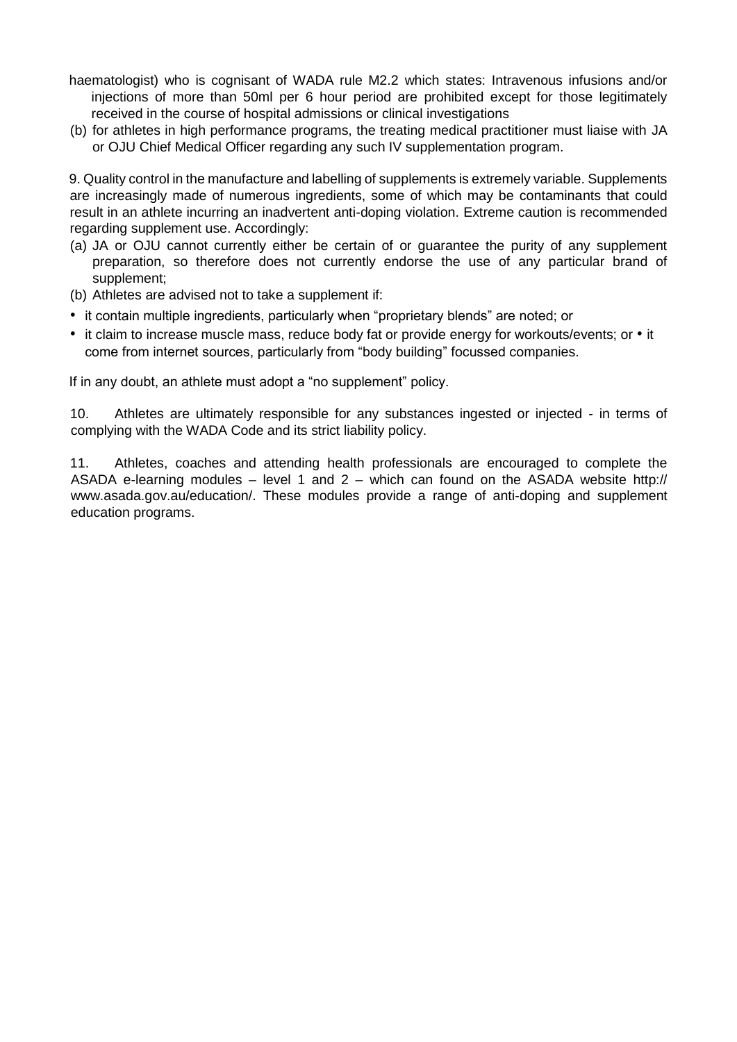haematologist) who is cognisant of WADA rule M2.2 which states: Intravenous infusions and/or injections of more than 50ml per 6 hour period are prohibited except for those legitimately received in the course of hospital admissions or clinical investigations

(b) for athletes in high performance programs, the treating medical practitioner must liaise with JA or OJU Chief Medical Officer regarding any such IV supplementation program.

9. Quality control in the manufacture and labelling of supplements is extremely variable. Supplements are increasingly made of numerous ingredients, some of which may be contaminants that could result in an athlete incurring an inadvertent anti-doping violation. Extreme caution is recommended regarding supplement use. Accordingly:

(a) JA or OJU cannot currently either be certain of or guarantee the purity of any supplement preparation, so therefore does not currently endorse the use of any particular brand of supplement;

(b) Athletes are advised not to take a supplement if:

- it contain multiple ingredients, particularly when "proprietary blends" are noted; or
- it claim to increase muscle mass, reduce body fat or provide energy for workouts/events; or
- it come from internet sources, particularly from "body building" focussed companies.

If in any doubt, an athlete must adopt a "no supplement" policy.

10. Athletes are ultimately responsible for any substances ingested or injected - in terms of complying with the WADA Code and its strict liability policy.

11. Athletes, coaches and attending health professionals are encouraged to complete the ASADA e-learning modules – level 1 and 2 – which can found on the ASADA website http://www.asada.gov.au/education/. These modules provide a range of anti-doping and supplement education programs.